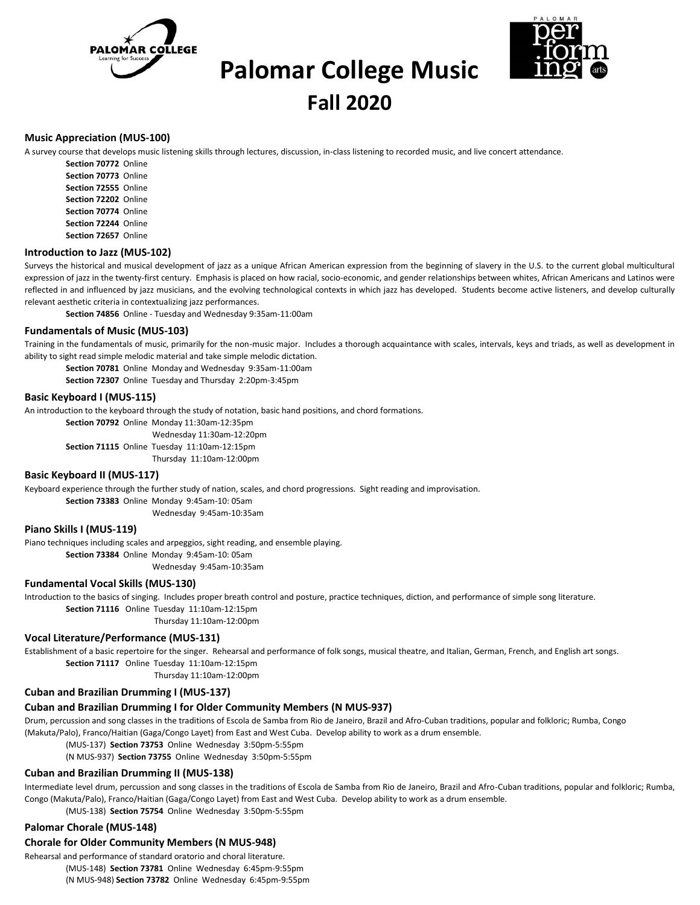# Palomar College Music

## Fall 2020

### Music Appreciation (MUS-100)

A survey course that develops music listening skills through lectures, discussion, in-class listening to recorded music, and live concert attendance.

**Section 70772** Online
**Section 70773** Online
**Section 72555** Online
**Section 72202** Online
**Section 70774** Online
**Section 72244** Online
**Section 72657** Online

### Introduction to Jazz (MUS-102)

Surveys the historical and musical development of jazz as a unique African American expression from the beginning of slavery in the U.S. to the current global multicultural expression of jazz in the twenty-first century. Emphasis is placed on how racial, socio-economic, and gender relationships between whites, African Americans and Latinos were reflected in and influenced by jazz musicians, and the evolving technological contexts in which jazz has developed. Students become active listeners, and develop culturally relevant aesthetic criteria in contextualizing jazz performances.

**Section 74856** Online - Tuesday and Wednesday 9:35am-11:00am

### Fundamentals of Music (MUS-103)

Training in the fundamentals of music, primarily for the non-music major. Includes a thorough acquaintance with scales, intervals, keys and triads, as well as development in ability to sight read simple melodic material and take simple melodic dictation.

**Section 70781** Online Monday and Wednesday 9:35am-11:00am
**Section 72307** Online Tuesday and Thursday 2:20pm-3:45pm

### Basic Keyboard I (MUS-115)

An introduction to the keyboard through the study of notation, basic hand positions, and chord formations.

**Section 70792** Online Monday 11:30am-12:35pm
Wednesday 11:30am-12:20pm
**Section 71115** Online Tuesday 11:10am-12:15pm
Thursday 11:10am-12:00pm

### Basic Keyboard II (MUS-117)

Keyboard experience through the further study of nation, scales, and chord progressions. Sight reading and improvisation.

**Section 73383** Online Monday 9:45am-10: 05am
Wednesday 9:45am-10:35am

### Piano Skills I (MUS-119)

Piano techniques including scales and arpeggios, sight reading, and ensemble playing.

**Section 73384** Online Monday 9:45am-10: 05am
Wednesday 9:45am-10:35am

### Fundamental Vocal Skills (MUS-130)

Introduction to the basics of singing. Includes proper breath control and posture, practice techniques, diction, and performance of simple song literature.

**Section 71116** Online Tuesday 11:10am-12:15pm
Thursday 11:10am-12:00pm

### Vocal Literature/Performance (MUS-131)

Establishment of a basic repertoire for the singer. Rehearsal and performance of folk songs, musical theatre, and Italian, German, French, and English art songs.

**Section 71117** Online Tuesday 11:10am-12:15pm
Thursday 11:10am-12:00pm

### Cuban and Brazilian Drumming I (MUS-137)

### Cuban and Brazilian Drumming I for Older Community Members (N MUS-937)

Drum, percussion and song classes in the traditions of Escola de Samba from Rio de Janeiro, Brazil and Afro-Cuban traditions, popular and folkloric; Rumba, Congo (Makuta/Palo), Franco/Haitian (Gaga/Congo Layet) from East and West Cuba. Develop ability to work as a drum ensemble.

(MUS-137) **Section 73753** Online Wednesday 3:50pm-5:55pm
(N MUS-937) **Section 73755** Online Wednesday 3:50pm-5:55pm

### Cuban and Brazilian Drumming II (MUS-138)

Intermediate level drum, percussion and song classes in the traditions of Escola de Samba from Rio de Janeiro, Brazil and Afro-Cuban traditions, popular and folkloric; Rumba, Congo (Makuta/Palo), Franco/Haitian (Gaga/Congo Layet) from East and West Cuba. Develop ability to work as a drum ensemble.

(MUS-138) **Section 75754** Online Wednesday 3:50pm-5:55pm

### Palomar Chorale (MUS-148)

### Chorale for Older Community Members (N MUS-948)

Rehearsal and performance of standard oratorio and choral literature.

(MUS-148) **Section 73781** Online Wednesday 6:45pm-9:55pm
(N MUS-948) **Section 73782** Online Wednesday 6:45pm-9:55pm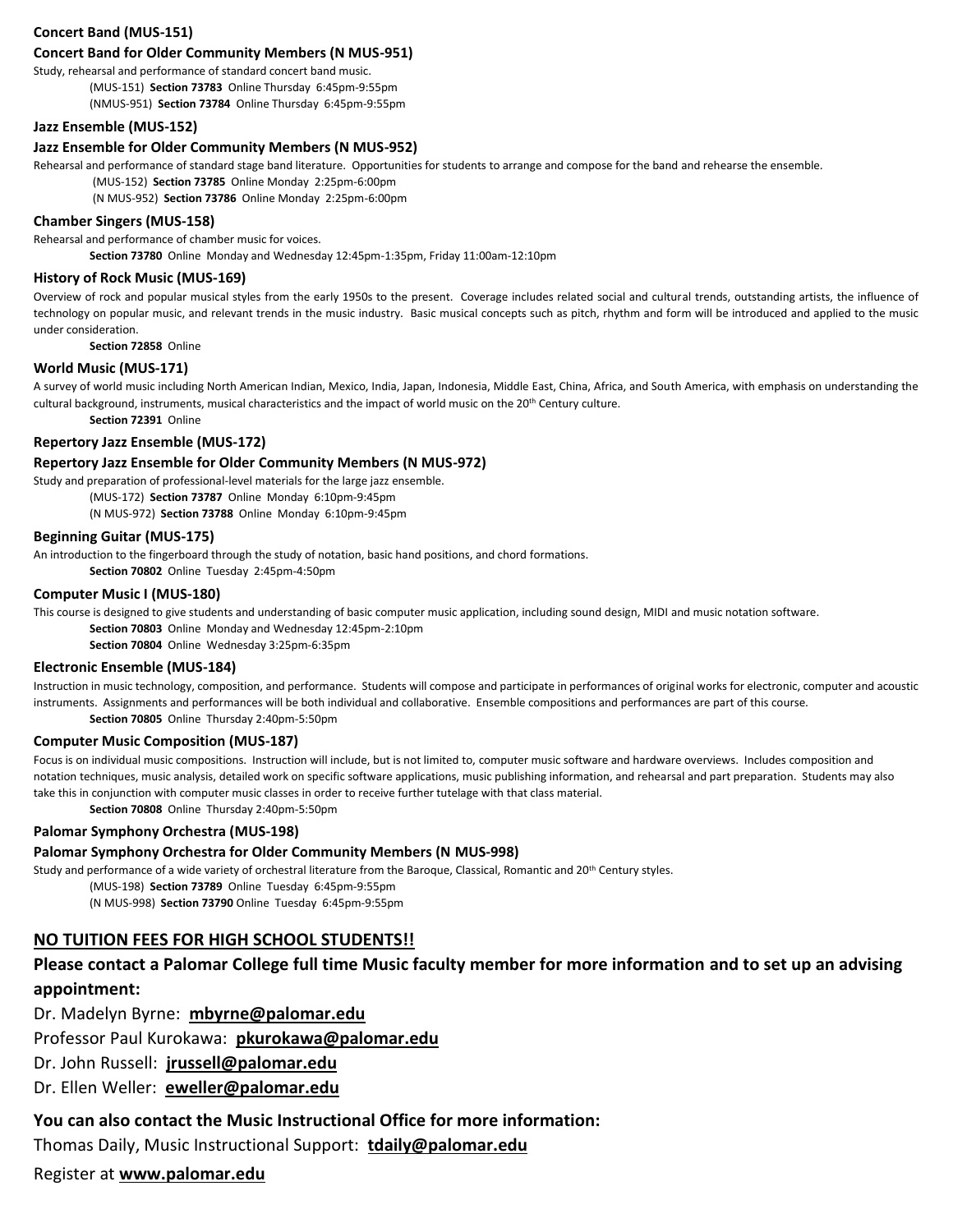### Concert Band (MUS-151)

### Concert Band for Older Community Members (N MUS-951)

Study, rehearsal and performance of standard concert band music.

(MUS-151) **Section 73783** Online Thursday 6:45pm-9:55pm
(NMUS-951) **Section 73784** Online Thursday 6:45pm-9:55pm

### Jazz Ensemble (MUS-152)

### Jazz Ensemble for Older Community Members (N MUS-952)

Rehearsal and performance of standard stage band literature. Opportunities for students to arrange and compose for the band and rehearse the ensemble.

(MUS-152) **Section 73785** Online Monday 2:25pm-6:00pm
(N MUS-952) **Section 73786** Online Monday 2:25pm-6:00pm

### Chamber Singers (MUS-158)

Rehearsal and performance of chamber music for voices.

**Section 73780** Online Monday and Wednesday 12:45pm-1:35pm, Friday 11:00am-12:10pm

### History of Rock Music (MUS-169)

Overview of rock and popular musical styles from the early 1950s to the present. Coverage includes related social and cultural trends, outstanding artists, the influence of technology on popular music, and relevant trends in the music industry. Basic musical concepts such as pitch, rhythm and form will be introduced and applied to the music under consideration.

**Section 72858** Online

### World Music (MUS-171)

A survey of world music including North American Indian, Mexico, India, Japan, Indonesia, Middle East, China, Africa, and South America, with emphasis on understanding the cultural background, instruments, musical characteristics and the impact of world music on the 20th Century culture.

**Section 72391** Online

### Repertory Jazz Ensemble (MUS-172)

### Repertory Jazz Ensemble for Older Community Members (N MUS-972)

Study and preparation of professional-level materials for the large jazz ensemble.

(MUS-172) **Section 73787** Online Monday 6:10pm-9:45pm
(N MUS-972) **Section 73788** Online Monday 6:10pm-9:45pm

### Beginning Guitar (MUS-175)

An introduction to the fingerboard through the study of notation, basic hand positions, and chord formations.

**Section 70802** Online Tuesday 2:45pm-4:50pm

### Computer Music I (MUS-180)

This course is designed to give students and understanding of basic computer music application, including sound design, MIDI and music notation software.

**Section 70803** Online Monday and Wednesday 12:45pm-2:10pm
**Section 70804** Online Wednesday 3:25pm-6:35pm

### Electronic Ensemble (MUS-184)

Instruction in music technology, composition, and performance. Students will compose and participate in performances of original works for electronic, computer and acoustic instruments. Assignments and performances will be both individual and collaborative. Ensemble compositions and performances are part of this course.

**Section 70805** Online Thursday 2:40pm-5:50pm

### Computer Music Composition (MUS-187)

Focus is on individual music compositions. Instruction will include, but is not limited to, computer music software and hardware overviews. Includes composition and notation techniques, music analysis, detailed work on specific software applications, music publishing information, and rehearsal and part preparation. Students may also take this in conjunction with computer music classes in order to receive further tutelage with that class material.

**Section 70808** Online Thursday 2:40pm-5:50pm

### Palomar Symphony Orchestra (MUS-198)

### Palomar Symphony Orchestra for Older Community Members (N MUS-998)

Study and performance of a wide variety of orchestral literature from the Baroque, Classical, Romantic and 20th Century styles.

(MUS-198) **Section 73789** Online Tuesday 6:45pm-9:55pm
(N MUS-998) **Section 73790** Online Tuesday 6:45pm-9:55pm

## NO TUITION FEES FOR HIGH SCHOOL STUDENTS!!

## Please contact a Palomar College full time Music faculty member for more information and to set up an advising appointment:

Dr. Madelyn Byrne: **mbyrne@palomar.edu**

Professor Paul Kurokawa: **pkurokawa@palomar.edu**

Dr. John Russell: **jrussell@palomar.edu**

Dr. Ellen Weller: **eweller@palomar.edu**

## You can also contact the Music Instructional Office for more information:

Thomas Daily, Music Instructional Support: **tdaily@palomar.edu**

Register at **www.palomar.edu**